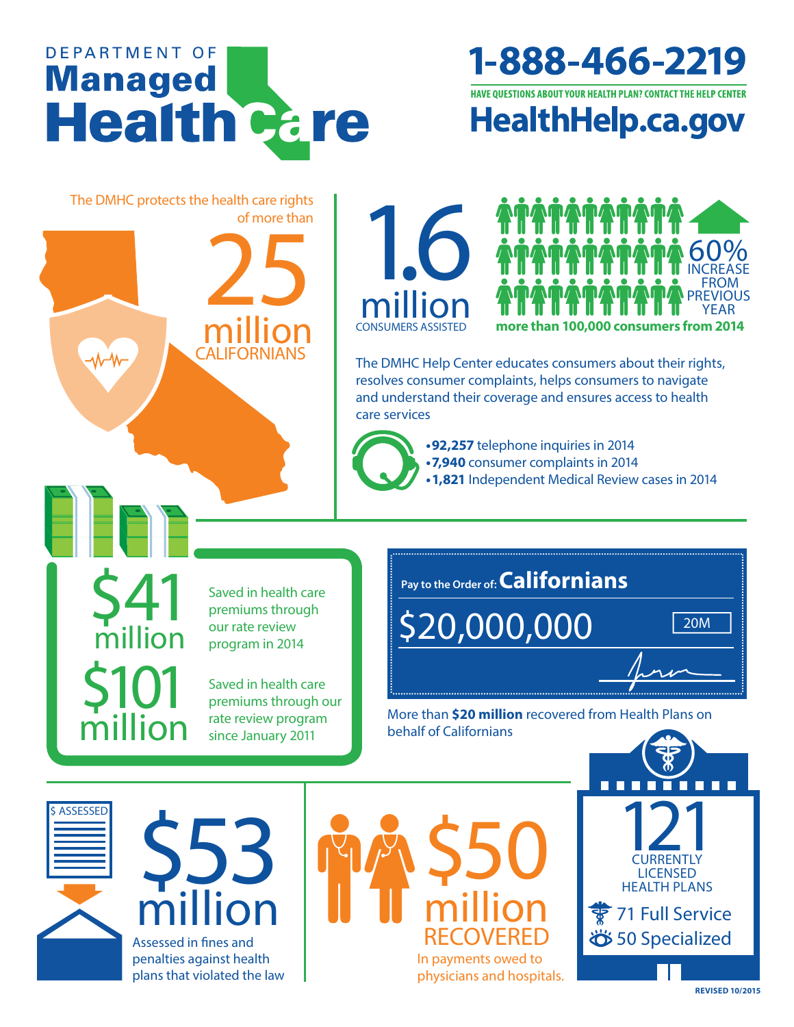# DEPARTMENT OF Managed Health Care

## 1-888-466-2219

**HAVE QUESTIONS ABOUT YOUR HEALTH PLAN? CONTACT THE HELP CENTER**

## HealthHelp.ca.gov

The DMHC protects the health care rights of more than

**25 million** CALIFORNIANS

**1.6 million** CONSUMERS ASSISTED

**60%** INCREASE FROM PREVIOUS YEAR

**more than 100,000 consumers from 2014**

The DMHC Help Center educates consumers about their rights, resolves consumer complaints, helps consumers to navigate and understand their coverage and ensures access to health care services

- **92,257** telephone inquiries in 2014
- **7,940** consumer complaints in 2014
- **1,821** Independent Medical Review cases in 2014

**$41 million** Saved in health care premiums through our rate review program in 2014

**$101 million** Saved in health care premiums through our rate review program since January 2011

Pay to the Order of: **Californians**

$20,000,000 — 20M

More than **$20 million** recovered from Health Plans on behalf of Californians

$ ASSESSED

**$53 million** Assessed in fines and penalties against health plans that violated the law

**$50 million RECOVERED** In payments owed to physicians and hospitals.

**121** CURRENTLY LICENSED HEALTH PLANS

- 71 Full Service
- 50 Specialized

REVISED 10/2015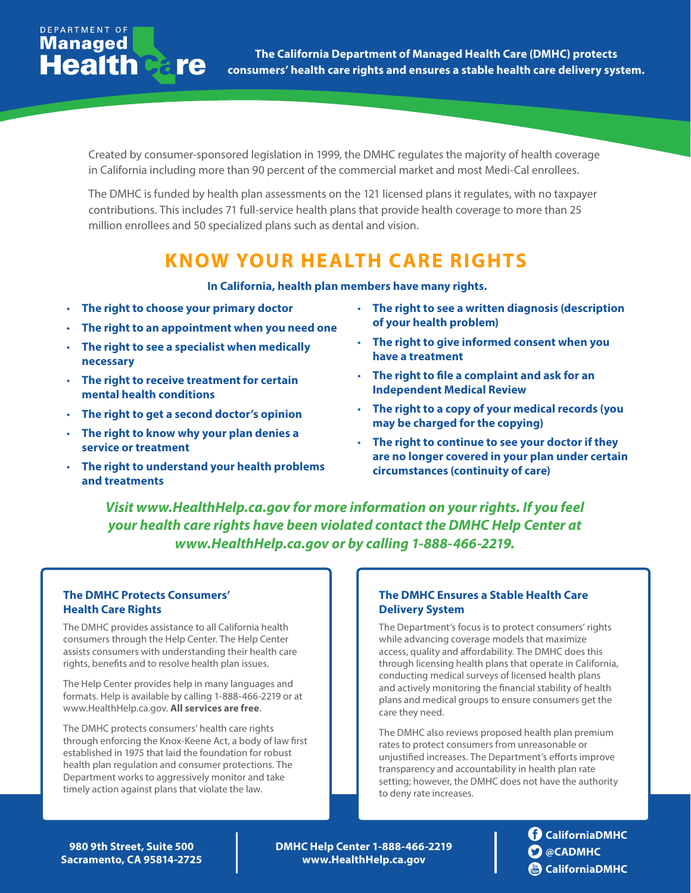DEPARTMENT OF **Managed Health Care**

**The California Department of Managed Health Care (DMHC) protects consumers' health care rights and ensures a stable health care delivery system.**

Created by consumer-sponsored legislation in 1999, the DMHC regulates the majority of health coverage in California including more than 90 percent of the commercial market and most Medi-Cal enrollees.

The DMHC is funded by health plan assessments on the 121 licensed plans it regulates, with no taxpayer contributions. This includes 71 full-service health plans that provide health coverage to more than 25 million enrollees and 50 specialized plans such as dental and vision.

# KNOW YOUR HEALTH CARE RIGHTS

**In California, health plan members have many rights.**

- **The right to choose your primary doctor**
- **The right to an appointment when you need one**
- **The right to see a specialist when medically necessary**
- **The right to receive treatment for certain mental health conditions**
- **The right to get a second doctor's opinion**
- **The right to know why your plan denies a service or treatment**
- **The right to understand your health problems and treatments**
- **The right to see a written diagnosis (description of your health problem)**
- **The right to give informed consent when you have a treatment**
- **The right to file a complaint and ask for an Independent Medical Review**
- **The right to a copy of your medical records (you may be charged for the copying)**
- **The right to continue to see your doctor if they are no longer covered in your plan under certain circumstances (continuity of care)**

***Visit www.HealthHelp.ca.gov for more information on your rights. If you feel your health care rights have been violated contact the DMHC Help Center at www.HealthHelp.ca.gov or by calling 1-888-466-2219.***

## The DMHC Protects Consumers' Health Care Rights

The DMHC provides assistance to all California health consumers through the Help Center. The Help Center assists consumers with understanding their health care rights, benefits and to resolve health plan issues.

The Help Center provides help in many languages and formats. Help is available by calling 1-888-466-2219 or at www.HealthHelp.ca.gov. **All services are free**.

The DMHC protects consumers' health care rights through enforcing the Knox-Keene Act, a body of law first established in 1975 that laid the foundation for robust health plan regulation and consumer protections. The Department works to aggressively monitor and take timely action against plans that violate the law.

## The DMHC Ensures a Stable Health Care Delivery System

The Department's focus is to protect consumers' rights while advancing coverage models that maximize access, quality and affordability. The DMHC does this through licensing health plans that operate in California, conducting medical surveys of licensed health plans and actively monitoring the financial stability of health plans and medical groups to ensure consumers get the care they need.

The DMHC also reviews proposed health plan premium rates to protect consumers from unreasonable or unjustified increases. The Department's efforts improve transparency and accountability in health plan rate setting; however, the DMHC does not have the authority to deny rate increases.

**980 9th Street, Suite 500**
**Sacramento, CA 95814-2725**

**DMHC Help Center 1-888-466-2219**
**www.HealthHelp.ca.gov**

**CaliforniaDMHC**
**@CADMHC**
**CaliforniaDMHC**